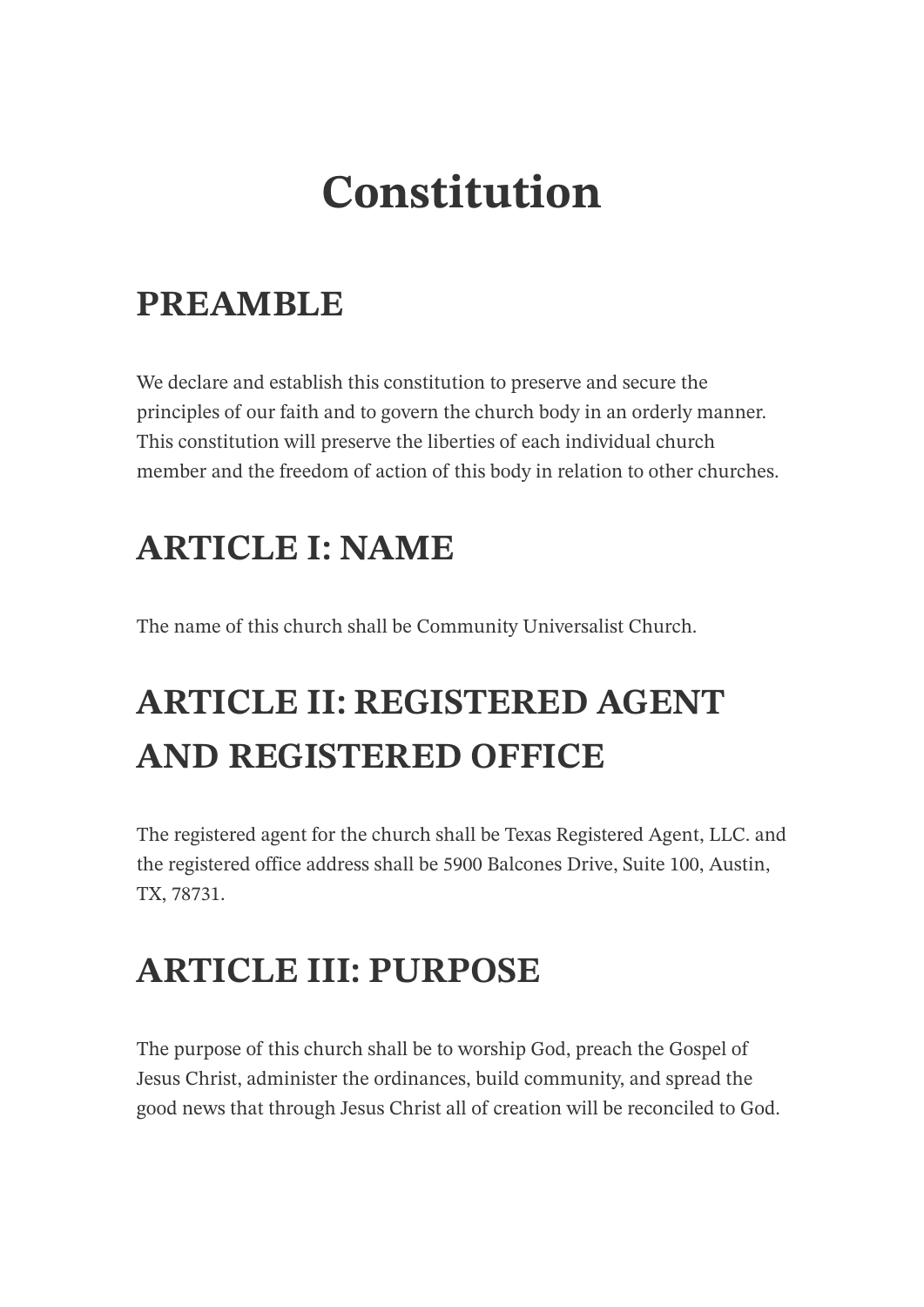# Constitution

## PREAMBLE

We declare and establish this constitution to preserve and secure the principles of our faith and to govern the church body in an orderly manner. This constitution will preserve the liberties of each individual church member and the freedom of action of this body in relation to other churches.

## ARTICLE I: NAME

The name of this church shall be Community Universalist Church.

## ARTICLE II: REGISTERED AGENT AND REGISTERED OFFICE

The registered agent for the church shall be Texas Registered Agent, LLC. and the registered office address shall be 5900 Balcones Drive, Suite 100, Austin, TX, 78731.

## ARTICLE III: PURPOSE

The purpose of this church shall be to worship God, preach the Gospel of Jesus Christ, administer the ordinances, build community, and spread the good news that through Jesus Christ all of creation will be reconciled to God.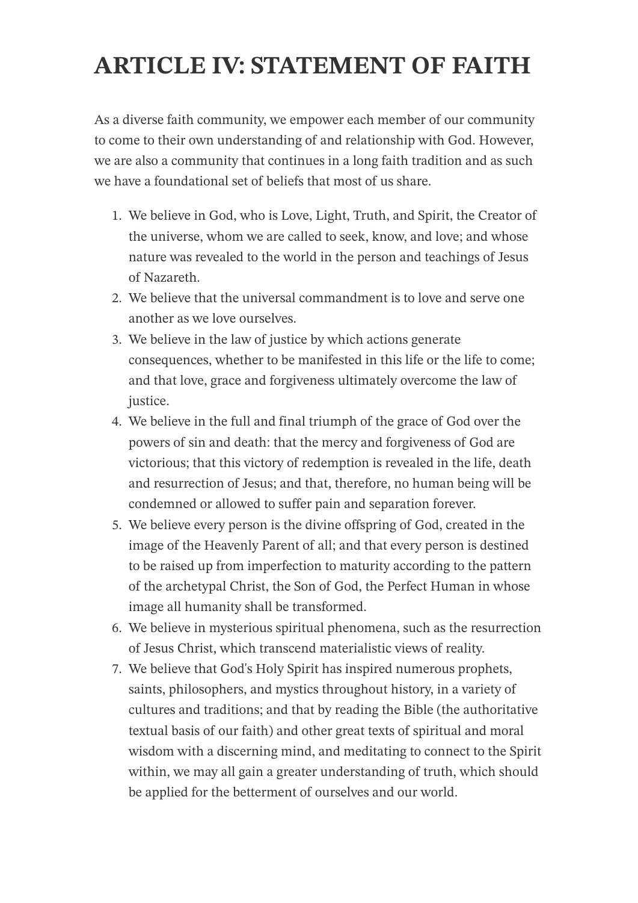# ARTICLE IV: STATEMENT OF FAITH

As a diverse faith community, we empower each member of our community to come to their own understanding of and relationship with God. However, we are also a community that continues in a long faith tradition and as such we have a foundational set of beliefs that most of us share.

1. We believe in God, who is Love, Light, Truth, and Spirit, the Creator of the universe, whom we are called to seek, know, and love; and whose nature was revealed to the world in the person and teachings of Jesus of Nazareth.
2. We believe that the universal commandment is to love and serve one another as we love ourselves.
3. We believe in the law of justice by which actions generate consequences, whether to be manifested in this life or the life to come; and that love, grace and forgiveness ultimately overcome the law of justice.
4. We believe in the full and final triumph of the grace of God over the powers of sin and death: that the mercy and forgiveness of God are victorious; that this victory of redemption is revealed in the life, death and resurrection of Jesus; and that, therefore, no human being will be condemned or allowed to suffer pain and separation forever.
5. We believe every person is the divine offspring of God, created in the image of the Heavenly Parent of all; and that every person is destined to be raised up from imperfection to maturity according to the pattern of the archetypal Christ, the Son of God, the Perfect Human in whose image all humanity shall be transformed.
6. We believe in mysterious spiritual phenomena, such as the resurrection of Jesus Christ, which transcend materialistic views of reality.
7. We believe that God's Holy Spirit has inspired numerous prophets, saints, philosophers, and mystics throughout history, in a variety of cultures and traditions; and that by reading the Bible (the authoritative textual basis of our faith) and other great texts of spiritual and moral wisdom with a discerning mind, and meditating to connect to the Spirit within, we may all gain a greater understanding of truth, which should be applied for the betterment of ourselves and our world.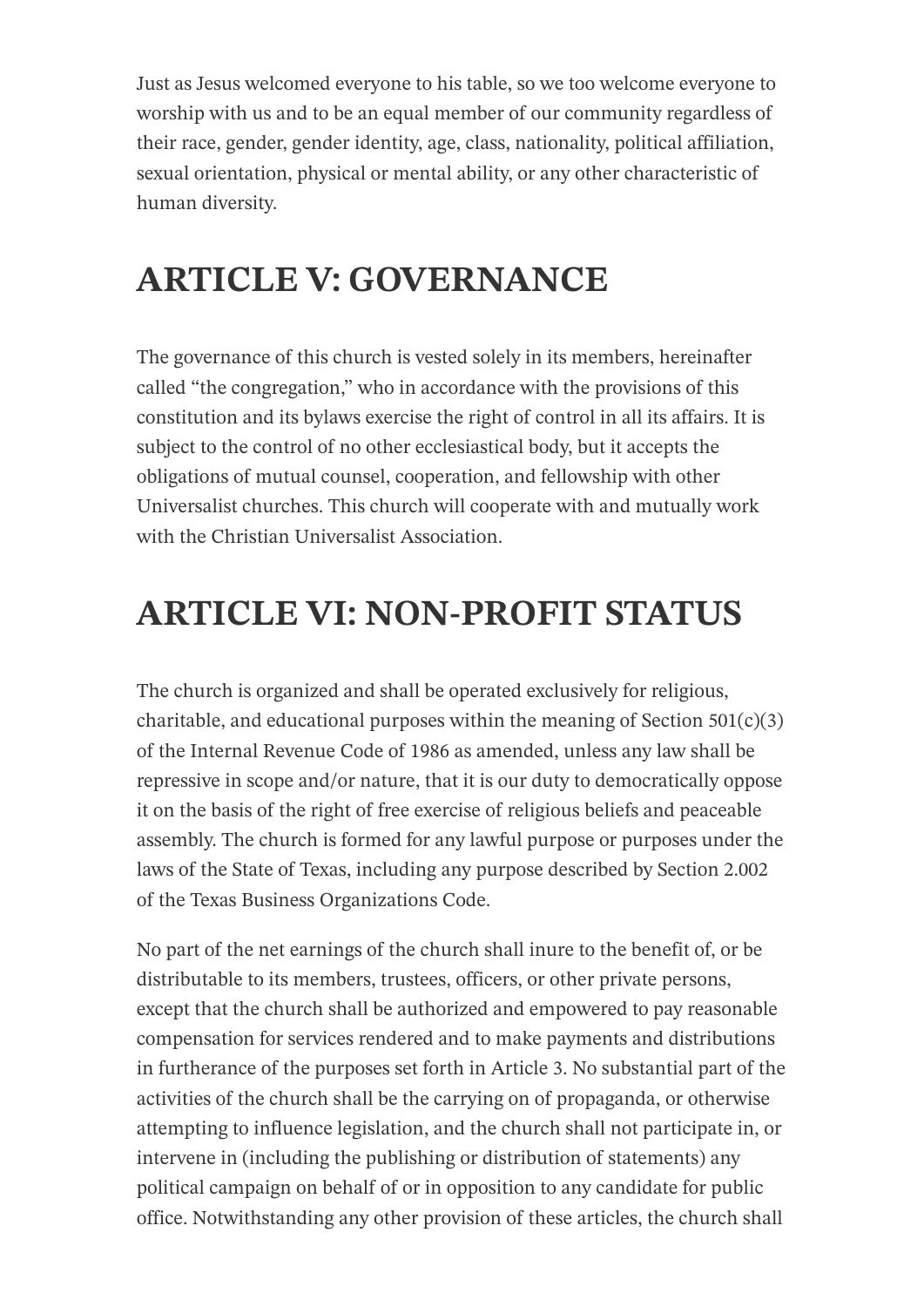Just as Jesus welcomed everyone to his table, so we too welcome everyone to worship with us and to be an equal member of our community regardless of their race, gender, gender identity, age, class, nationality, political affiliation, sexual orientation, physical or mental ability, or any other characteristic of human diversity.

## ARTICLE V: GOVERNANCE

The governance of this church is vested solely in its members, hereinafter called "the congregation," who in accordance with the provisions of this constitution and its bylaws exercise the right of control in all its affairs. It is subject to the control of no other ecclesiastical body, but it accepts the obligations of mutual counsel, cooperation, and fellowship with other Universalist churches. This church will cooperate with and mutually work with the Christian Universalist Association.

## ARTICLE VI: NON-PROFIT STATUS

The church is organized and shall be operated exclusively for religious, charitable, and educational purposes within the meaning of Section 501(c)(3) of the Internal Revenue Code of 1986 as amended, unless any law shall be repressive in scope and/or nature, that it is our duty to democratically oppose it on the basis of the right of free exercise of religious beliefs and peaceable assembly. The church is formed for any lawful purpose or purposes under the laws of the State of Texas, including any purpose described by Section 2.002 of the Texas Business Organizations Code.

No part of the net earnings of the church shall inure to the benefit of, or be distributable to its members, trustees, officers, or other private persons, except that the church shall be authorized and empowered to pay reasonable compensation for services rendered and to make payments and distributions in furtherance of the purposes set forth in Article 3. No substantial part of the activities of the church shall be the carrying on of propaganda, or otherwise attempting to influence legislation, and the church shall not participate in, or intervene in (including the publishing or distribution of statements) any political campaign on behalf of or in opposition to any candidate for public office. Notwithstanding any other provision of these articles, the church shall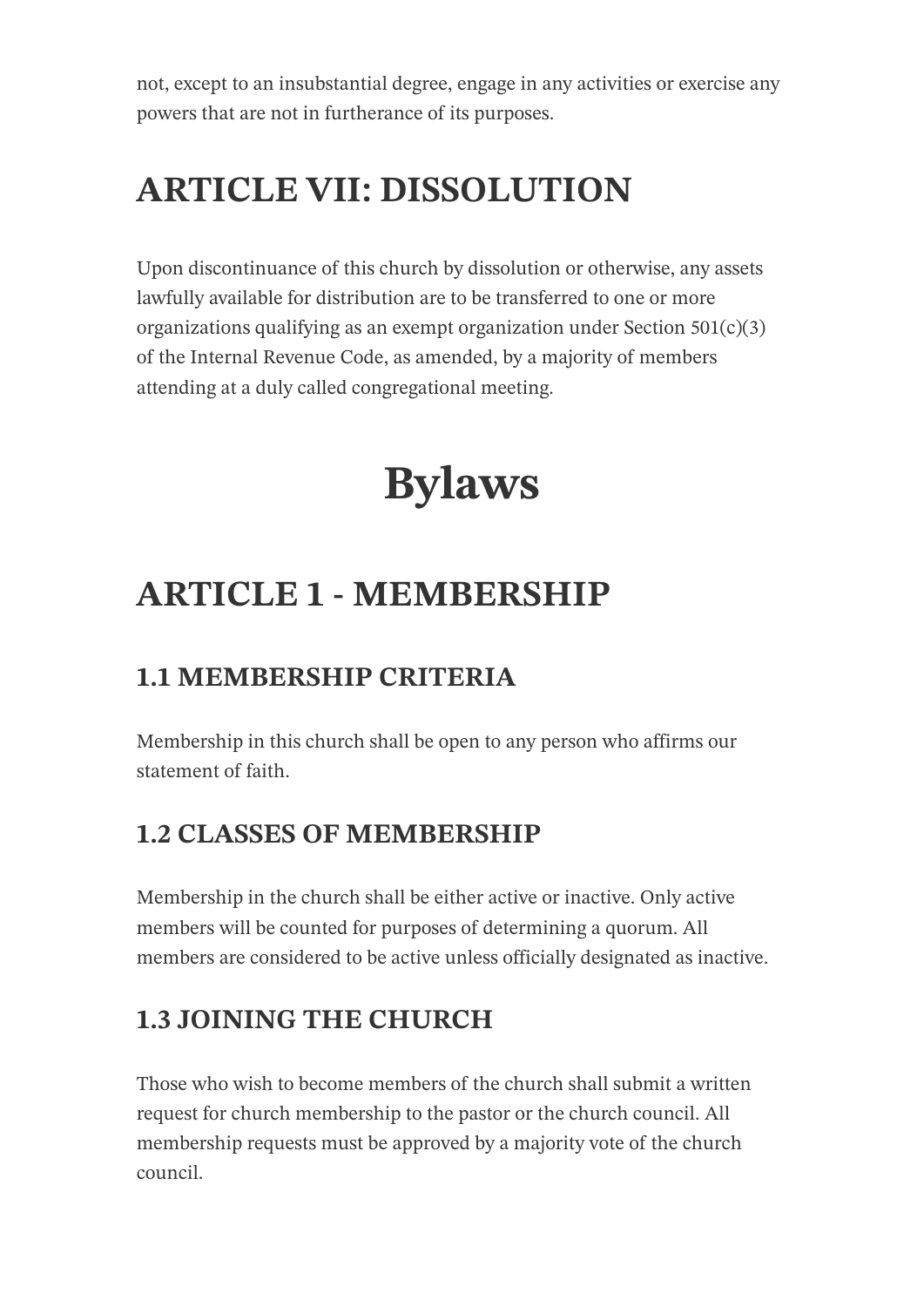not, except to an insubstantial degree, engage in any activities or exercise any powers that are not in furtherance of its purposes.

## ARTICLE VII: DISSOLUTION

Upon discontinuance of this church by dissolution or otherwise, any assets lawfully available for distribution are to be transferred to one or more organizations qualifying as an exempt organization under Section 501(c)(3) of the Internal Revenue Code, as amended, by a majority of members attending at a duly called congregational meeting.

# Bylaws

## ARTICLE 1 - MEMBERSHIP

### 1.1 MEMBERSHIP CRITERIA

Membership in this church shall be open to any person who affirms our statement of faith.

### 1.2 CLASSES OF MEMBERSHIP

Membership in the church shall be either active or inactive. Only active members will be counted for purposes of determining a quorum. All members are considered to be active unless officially designated as inactive.

### 1.3 JOINING THE CHURCH

Those who wish to become members of the church shall submit a written request for church membership to the pastor or the church council. All membership requests must be approved by a majority vote of the church council.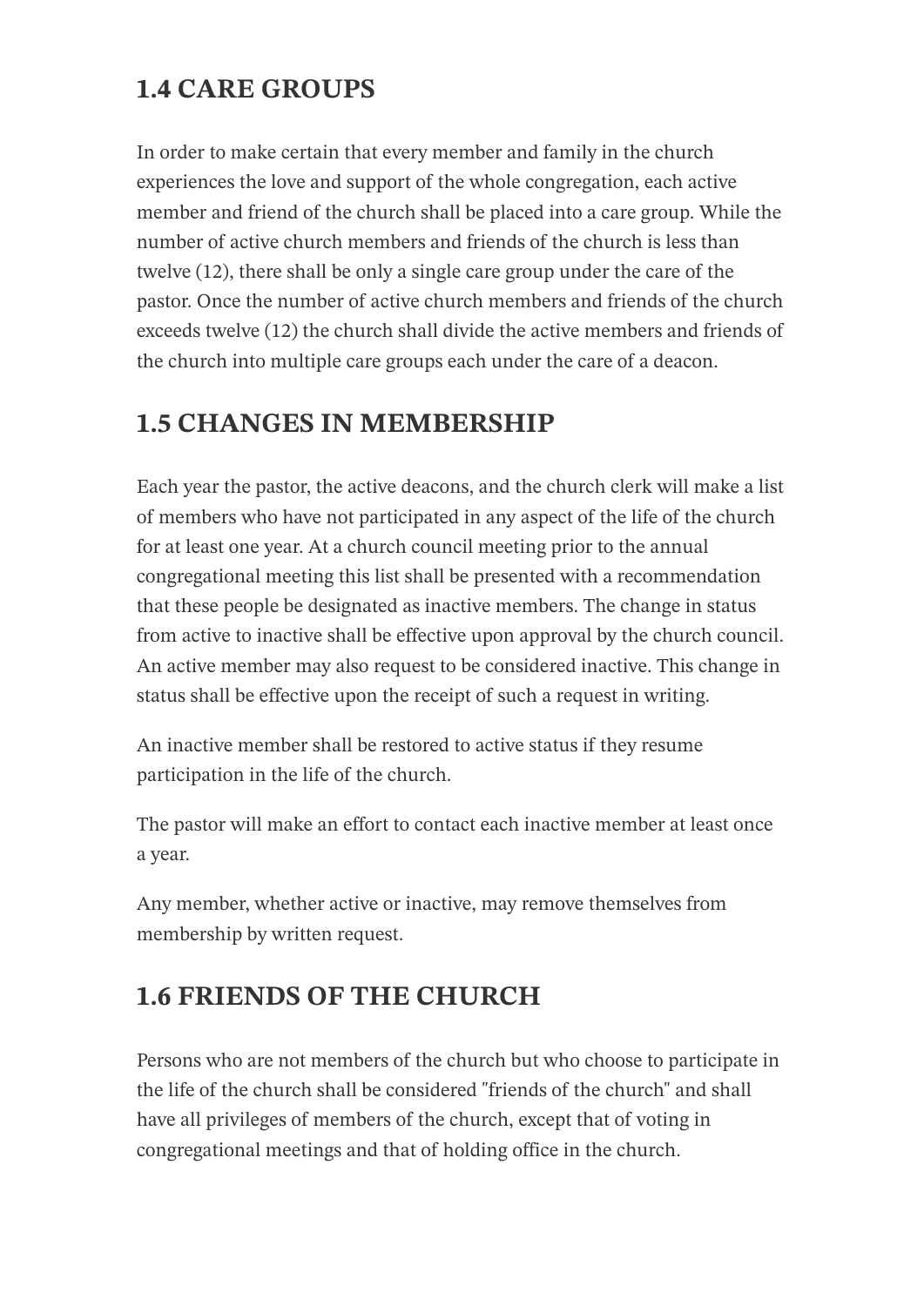## 1.4 CARE GROUPS

In order to make certain that every member and family in the church experiences the love and support of the whole congregation, each active member and friend of the church shall be placed into a care group. While the number of active church members and friends of the church is less than twelve (12), there shall be only a single care group under the care of the pastor. Once the number of active church members and friends of the church exceeds twelve (12) the church shall divide the active members and friends of the church into multiple care groups each under the care of a deacon.

## 1.5 CHANGES IN MEMBERSHIP

Each year the pastor, the active deacons, and the church clerk will make a list of members who have not participated in any aspect of the life of the church for at least one year. At a church council meeting prior to the annual congregational meeting this list shall be presented with a recommendation that these people be designated as inactive members. The change in status from active to inactive shall be effective upon approval by the church council. An active member may also request to be considered inactive. This change in status shall be effective upon the receipt of such a request in writing.

An inactive member shall be restored to active status if they resume participation in the life of the church.

The pastor will make an effort to contact each inactive member at least once a year.

Any member, whether active or inactive, may remove themselves from membership by written request.

## 1.6 FRIENDS OF THE CHURCH

Persons who are not members of the church but who choose to participate in the life of the church shall be considered "friends of the church" and shall have all privileges of members of the church, except that of voting in congregational meetings and that of holding office in the church.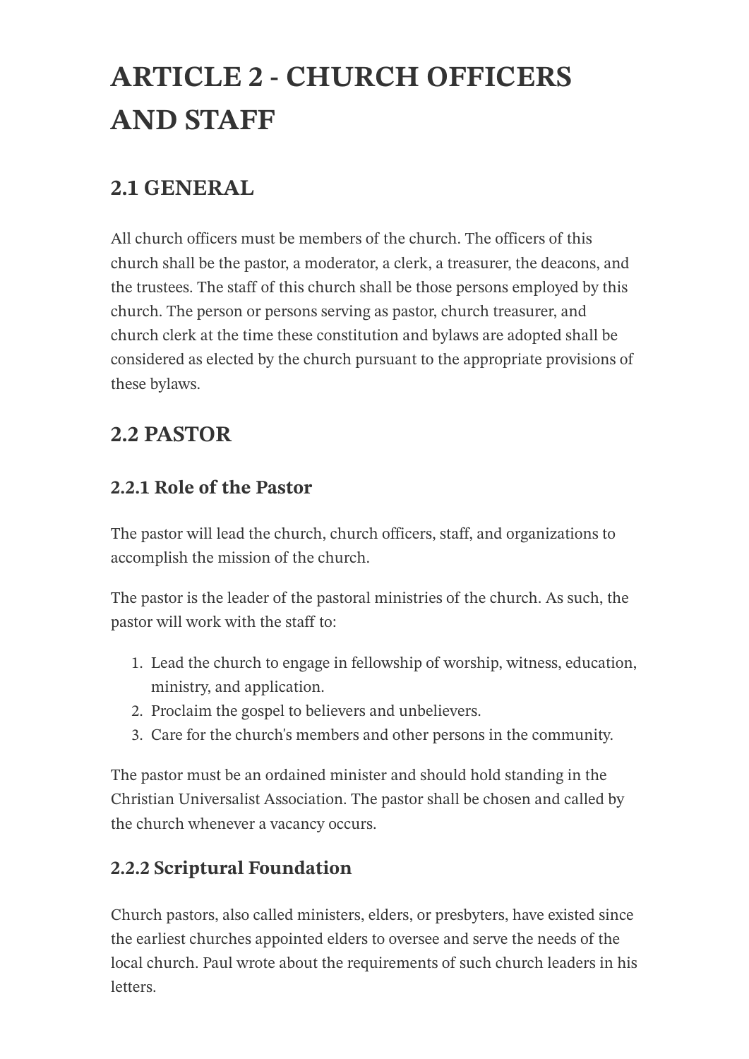# ARTICLE 2 - CHURCH OFFICERS AND STAFF

## 2.1 GENERAL

All church officers must be members of the church. The officers of this church shall be the pastor, a moderator, a clerk, a treasurer, the deacons, and the trustees. The staff of this church shall be those persons employed by this church. The person or persons serving as pastor, church treasurer, and church clerk at the time these constitution and bylaws are adopted shall be considered as elected by the church pursuant to the appropriate provisions of these bylaws.

## 2.2 PASTOR

### 2.2.1 Role of the Pastor

The pastor will lead the church, church officers, staff, and organizations to accomplish the mission of the church.

The pastor is the leader of the pastoral ministries of the church. As such, the pastor will work with the staff to:

1. Lead the church to engage in fellowship of worship, witness, education, ministry, and application.
2. Proclaim the gospel to believers and unbelievers.
3. Care for the church's members and other persons in the community.

The pastor must be an ordained minister and should hold standing in the Christian Universalist Association. The pastor shall be chosen and called by the church whenever a vacancy occurs.

### 2.2.2 Scriptural Foundation

Church pastors, also called ministers, elders, or presbyters, have existed since the earliest churches appointed elders to oversee and serve the needs of the local church. Paul wrote about the requirements of such church leaders in his letters.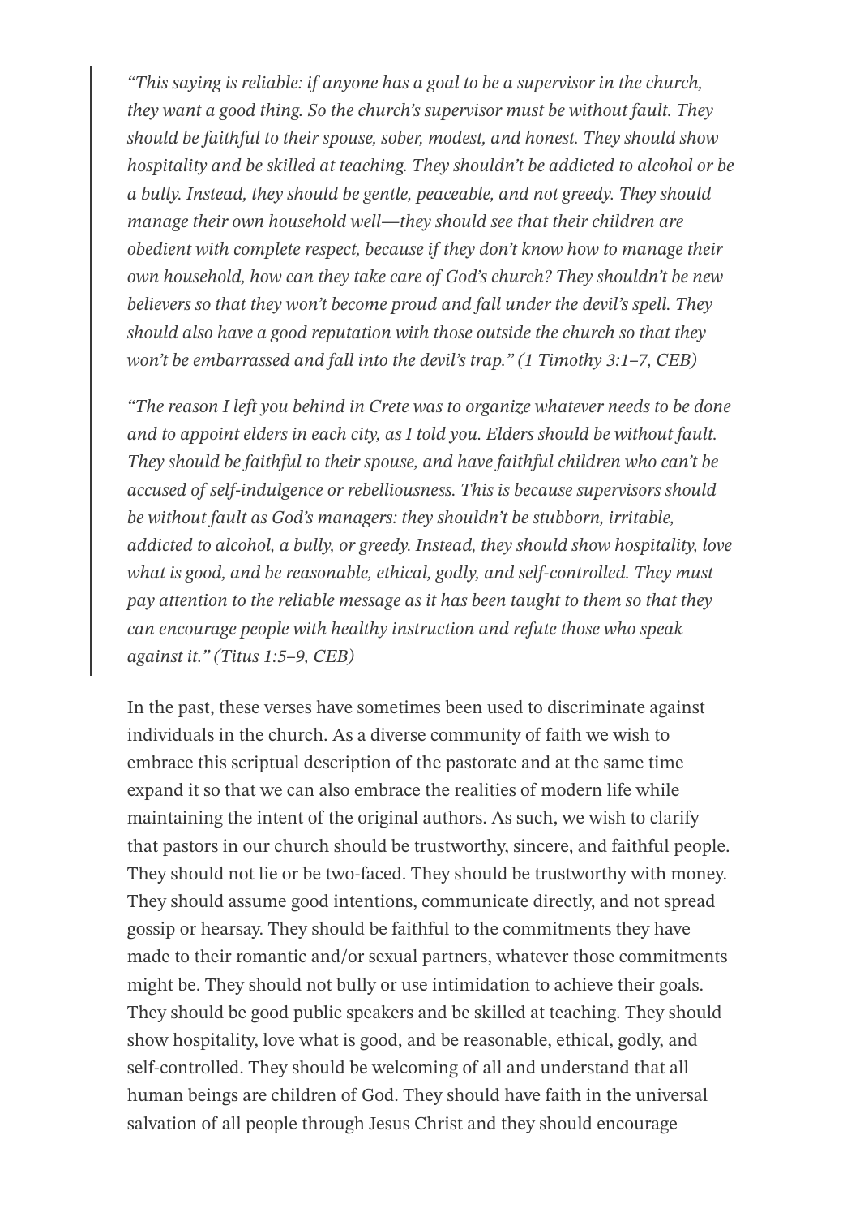> *"This saying is reliable: if anyone has a goal to be a supervisor in the church, they want a good thing. So the church's supervisor must be without fault. They should be faithful to their spouse, sober, modest, and honest. They should show hospitality and be skilled at teaching. They shouldn't be addicted to alcohol or be a bully. Instead, they should be gentle, peaceable, and not greedy. They should manage their own household well—they should see that their children are obedient with complete respect, because if they don't know how to manage their own household, how can they take care of God's church? They shouldn't be new believers so that they won't become proud and fall under the devil's spell. They should also have a good reputation with those outside the church so that they won't be embarrassed and fall into the devil's trap." (1 Timothy 3:1–7, CEB)*
>
> *"The reason I left you behind in Crete was to organize whatever needs to be done and to appoint elders in each city, as I told you. Elders should be without fault. They should be faithful to their spouse, and have faithful children who can't be accused of self-indulgence or rebelliousness. This is because supervisors should be without fault as God's managers: they shouldn't be stubborn, irritable, addicted to alcohol, a bully, or greedy. Instead, they should show hospitality, love what is good, and be reasonable, ethical, godly, and self-controlled. They must pay attention to the reliable message as it has been taught to them so that they can encourage people with healthy instruction and refute those who speak against it." (Titus 1:5–9, CEB)*

In the past, these verses have sometimes been used to discriminate against individuals in the church. As a diverse community of faith we wish to embrace this scriptural description of the pastorate and at the same time expand it so that we can also embrace the realities of modern life while maintaining the intent of the original authors. As such, we wish to clarify that pastors in our church should be trustworthy, sincere, and faithful people. They should not lie or be two-faced. They should be trustworthy with money. They should assume good intentions, communicate directly, and not spread gossip or hearsay. They should be faithful to the commitments they have made to their romantic and/or sexual partners, whatever those commitments might be. They should not bully or use intimidation to achieve their goals. They should be good public speakers and be skilled at teaching. They should show hospitality, love what is good, and be reasonable, ethical, godly, and self-controlled. They should be welcoming of all and understand that all human beings are children of God. They should have faith in the universal salvation of all people through Jesus Christ and they should encourage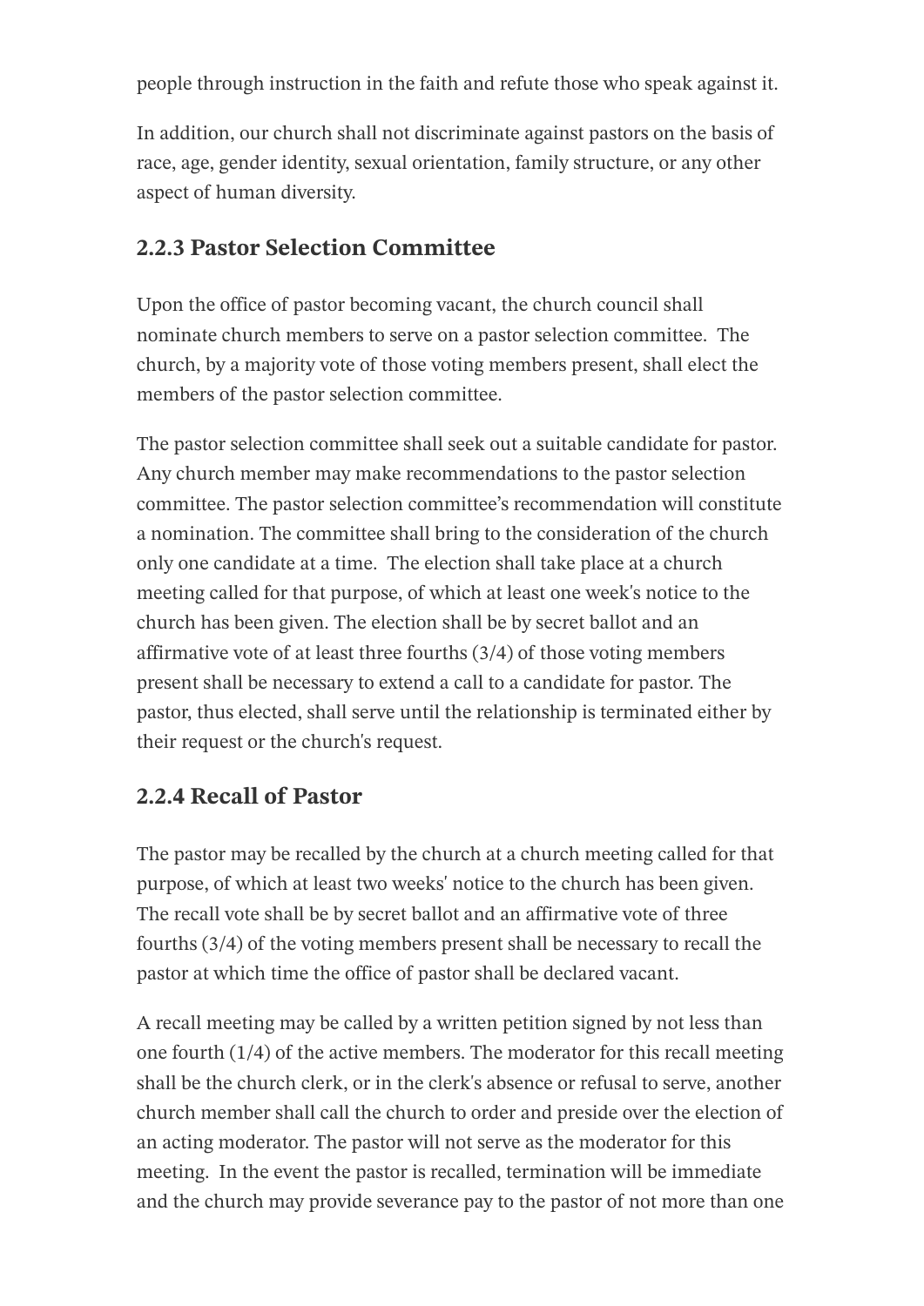people through instruction in the faith and refute those who speak against it.

In addition, our church shall not discriminate against pastors on the basis of race, age, gender identity, sexual orientation, family structure, or any other aspect of human diversity.

### 2.2.3 Pastor Selection Committee

Upon the office of pastor becoming vacant, the church council shall nominate church members to serve on a pastor selection committee. The church, by a majority vote of those voting members present, shall elect the members of the pastor selection committee.

The pastor selection committee shall seek out a suitable candidate for pastor. Any church member may make recommendations to the pastor selection committee. The pastor selection committee's recommendation will constitute a nomination. The committee shall bring to the consideration of the church only one candidate at a time. The election shall take place at a church meeting called for that purpose, of which at least one week's notice to the church has been given. The election shall be by secret ballot and an affirmative vote of at least three fourths (3/4) of those voting members present shall be necessary to extend a call to a candidate for pastor. The pastor, thus elected, shall serve until the relationship is terminated either by their request or the church's request.

### 2.2.4 Recall of Pastor

The pastor may be recalled by the church at a church meeting called for that purpose, of which at least two weeks' notice to the church has been given. The recall vote shall be by secret ballot and an affirmative vote of three fourths (3/4) of the voting members present shall be necessary to recall the pastor at which time the office of pastor shall be declared vacant.

A recall meeting may be called by a written petition signed by not less than one fourth (1/4) of the active members. The moderator for this recall meeting shall be the church clerk, or in the clerk's absence or refusal to serve, another church member shall call the church to order and preside over the election of an acting moderator. The pastor will not serve as the moderator for this meeting. In the event the pastor is recalled, termination will be immediate and the church may provide severance pay to the pastor of not more than one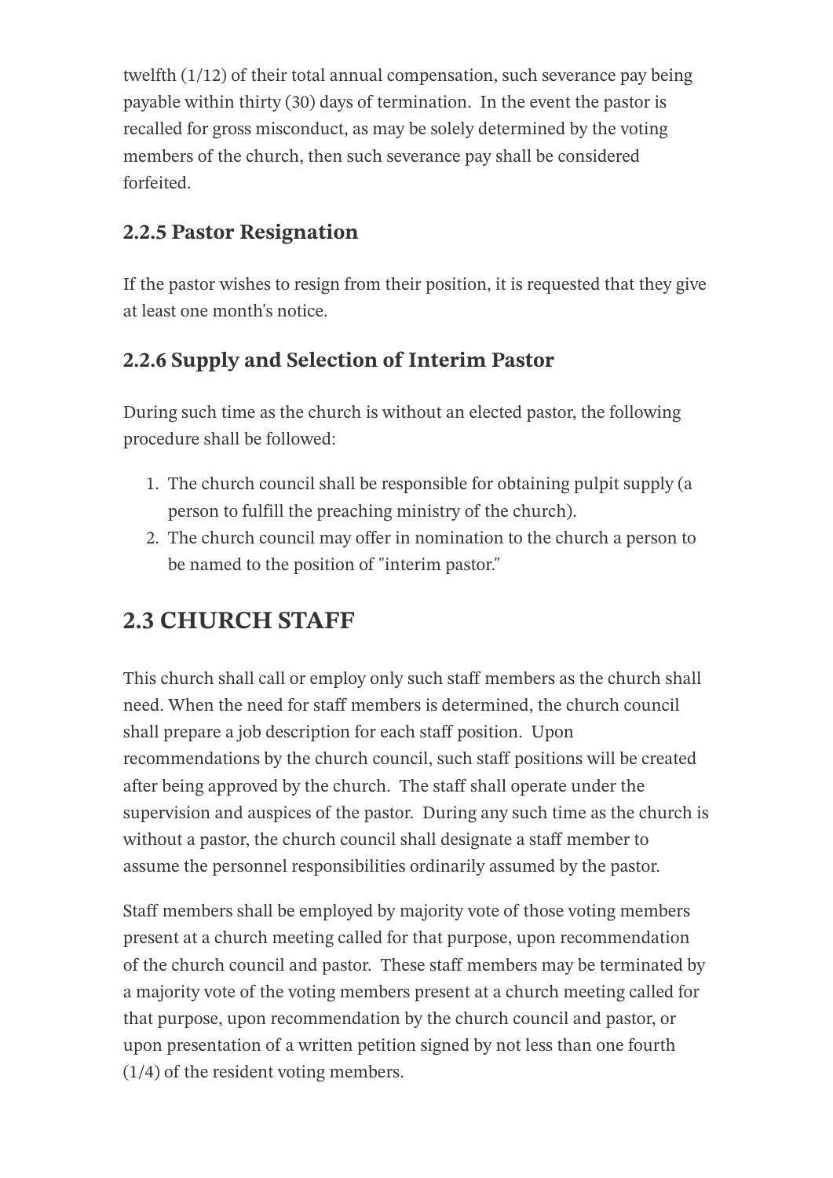twelfth (1/12) of their total annual compensation, such severance pay being payable within thirty (30) days of termination. In the event the pastor is recalled for gross misconduct, as may be solely determined by the voting members of the church, then such severance pay shall be considered forfeited.

### 2.2.5 Pastor Resignation

If the pastor wishes to resign from their position, it is requested that they give at least one month's notice.

### 2.2.6 Supply and Selection of Interim Pastor

During such time as the church is without an elected pastor, the following procedure shall be followed:

1. The church council shall be responsible for obtaining pulpit supply (a person to fulfill the preaching ministry of the church).
2. The church council may offer in nomination to the church a person to be named to the position of "interim pastor."

## 2.3 CHURCH STAFF

This church shall call or employ only such staff members as the church shall need. When the need for staff members is determined, the church council shall prepare a job description for each staff position. Upon recommendations by the church council, such staff positions will be created after being approved by the church. The staff shall operate under the supervision and auspices of the pastor. During any such time as the church is without a pastor, the church council shall designate a staff member to assume the personnel responsibilities ordinarily assumed by the pastor.

Staff members shall be employed by majority vote of those voting members present at a church meeting called for that purpose, upon recommendation of the church council and pastor. These staff members may be terminated by a majority vote of the voting members present at a church meeting called for that purpose, upon recommendation by the church council and pastor, or upon presentation of a written petition signed by not less than one fourth (1/4) of the resident voting members.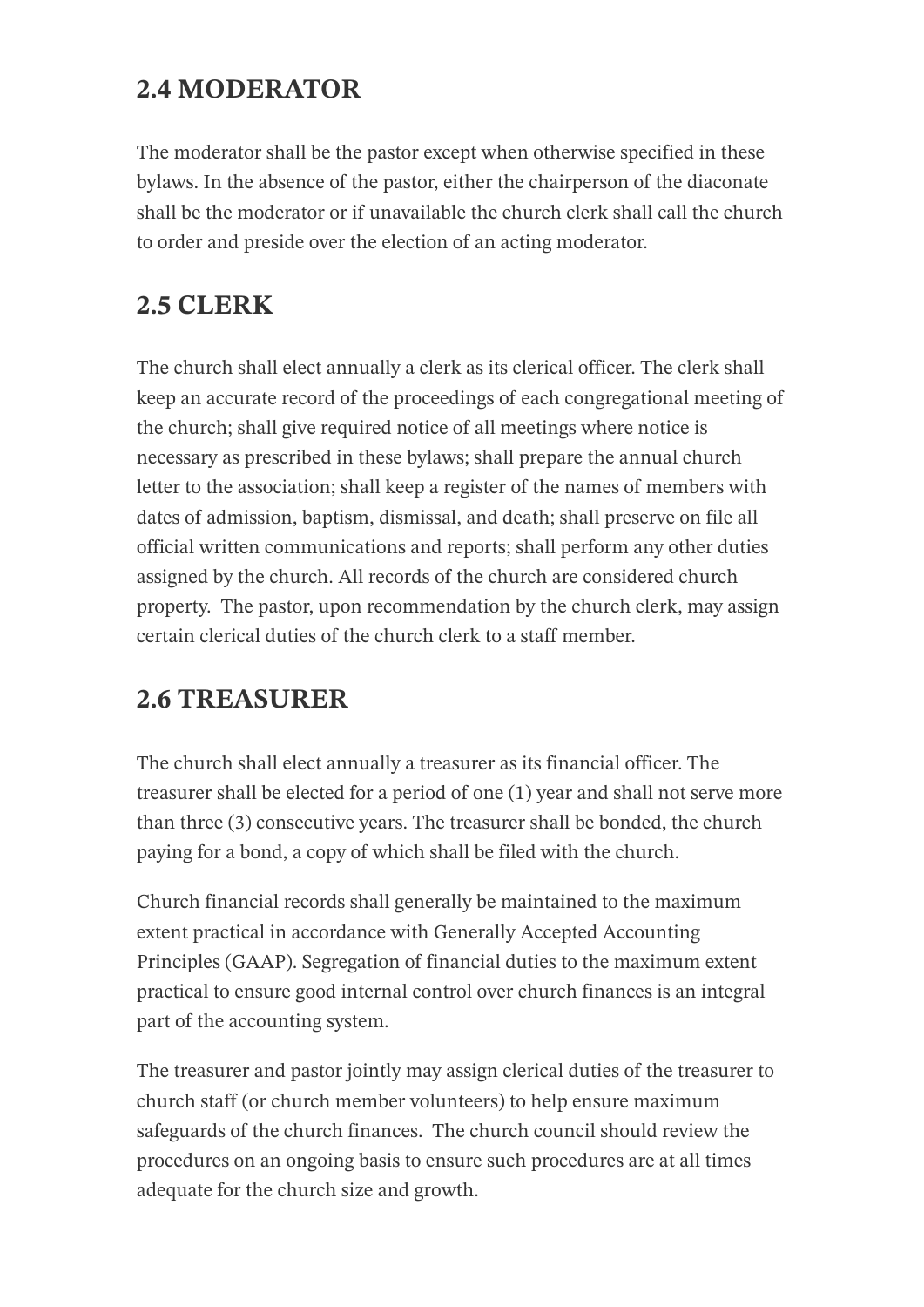## 2.4 MODERATOR

The moderator shall be the pastor except when otherwise specified in these bylaws. In the absence of the pastor, either the chairperson of the diaconate shall be the moderator or if unavailable the church clerk shall call the church to order and preside over the election of an acting moderator.

## 2.5 CLERK

The church shall elect annually a clerk as its clerical officer. The clerk shall keep an accurate record of the proceedings of each congregational meeting of the church; shall give required notice of all meetings where notice is necessary as prescribed in these bylaws; shall prepare the annual church letter to the association; shall keep a register of the names of members with dates of admission, baptism, dismissal, and death; shall preserve on file all official written communications and reports; shall perform any other duties assigned by the church. All records of the church are considered church property. The pastor, upon recommendation by the church clerk, may assign certain clerical duties of the church clerk to a staff member.

## 2.6 TREASURER

The church shall elect annually a treasurer as its financial officer. The treasurer shall be elected for a period of one (1) year and shall not serve more than three (3) consecutive years. The treasurer shall be bonded, the church paying for a bond, a copy of which shall be filed with the church.

Church financial records shall generally be maintained to the maximum extent practical in accordance with Generally Accepted Accounting Principles (GAAP). Segregation of financial duties to the maximum extent practical to ensure good internal control over church finances is an integral part of the accounting system.

The treasurer and pastor jointly may assign clerical duties of the treasurer to church staff (or church member volunteers) to help ensure maximum safeguards of the church finances. The church council should review the procedures on an ongoing basis to ensure such procedures are at all times adequate for the church size and growth.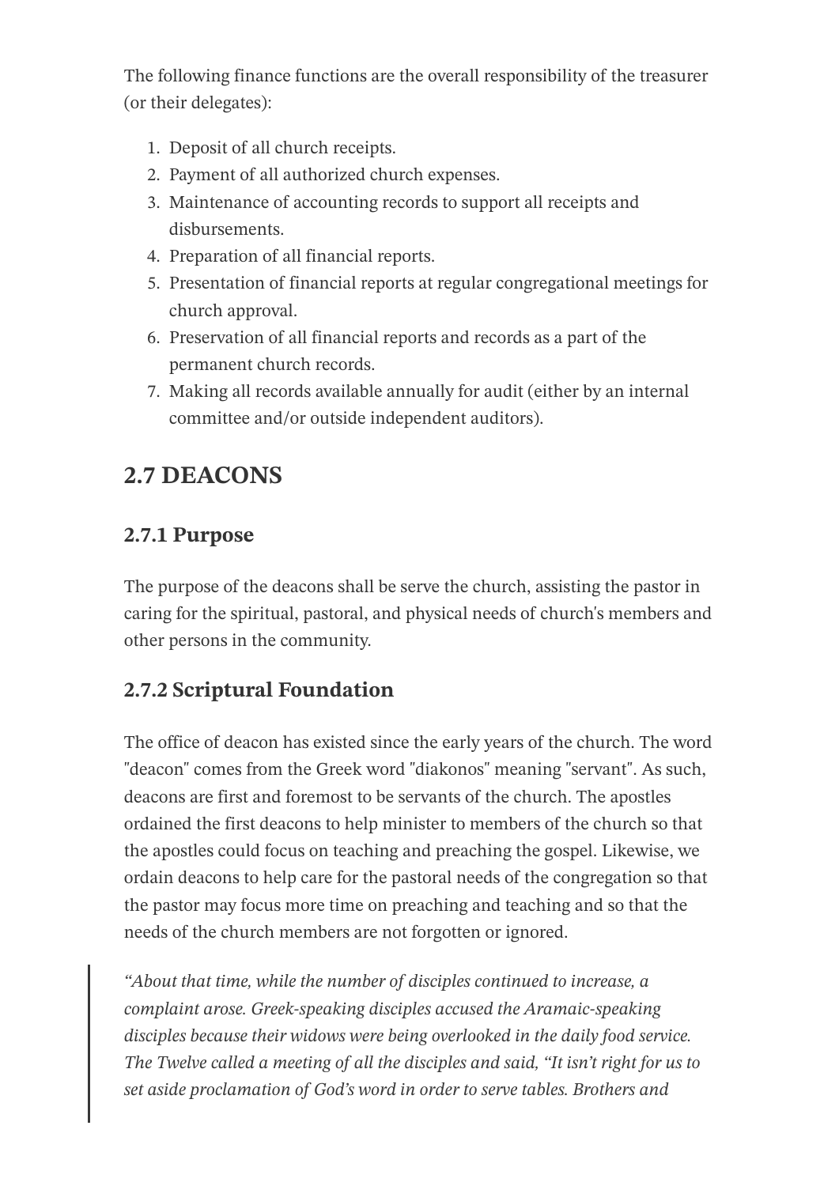The following finance functions are the overall responsibility of the treasurer (or their delegates):

1. Deposit of all church receipts.
2. Payment of all authorized church expenses.
3. Maintenance of accounting records to support all receipts and disbursements.
4. Preparation of all financial reports.
5. Presentation of financial reports at regular congregational meetings for church approval.
6. Preservation of all financial reports and records as a part of the permanent church records.
7. Making all records available annually for audit (either by an internal committee and/or outside independent auditors).

## 2.7 DEACONS

### 2.7.1 Purpose

The purpose of the deacons shall be serve the church, assisting the pastor in caring for the spiritual, pastoral, and physical needs of church's members and other persons in the community.

### 2.7.2 Scriptural Foundation

The office of deacon has existed since the early years of the church. The word "deacon" comes from the Greek word "diakonos" meaning "servant". As such, deacons are first and foremost to be servants of the church. The apostles ordained the first deacons to help minister to members of the church so that the apostles could focus on teaching and preaching the gospel. Likewise, we ordain deacons to help care for the pastoral needs of the congregation so that the pastor may focus more time on preaching and teaching and so that the needs of the church members are not forgotten or ignored.

> *"About that time, while the number of disciples continued to increase, a complaint arose. Greek-speaking disciples accused the Aramaic-speaking disciples because their widows were being overlooked in the daily food service. The Twelve called a meeting of all the disciples and said, "It isn't right for us to set aside proclamation of God's word in order to serve tables. Brothers and*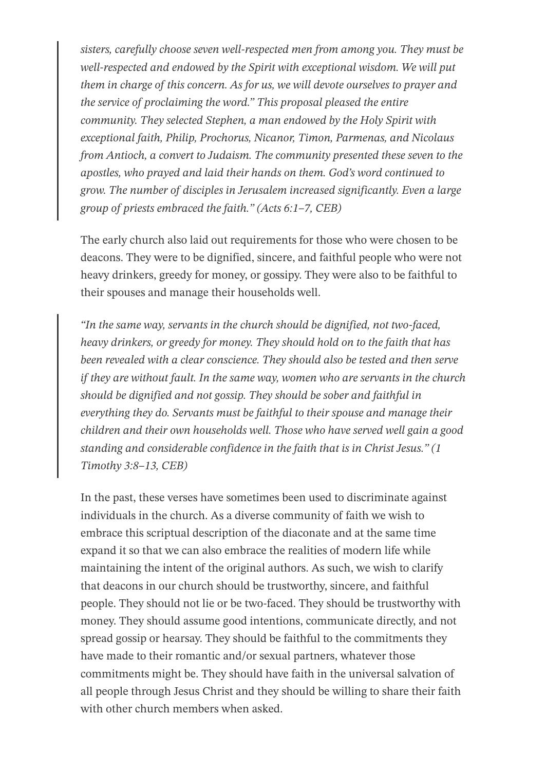> *sisters, carefully choose seven well-respected men from among you. They must be well-respected and endowed by the Spirit with exceptional wisdom. We will put them in charge of this concern. As for us, we will devote ourselves to prayer and the service of proclaiming the word." This proposal pleased the entire community. They selected Stephen, a man endowed by the Holy Spirit with exceptional faith, Philip, Prochorus, Nicanor, Timon, Parmenas, and Nicolaus from Antioch, a convert to Judaism. The community presented these seven to the apostles, who prayed and laid their hands on them. God's word continued to grow. The number of disciples in Jerusalem increased significantly. Even a large group of priests embraced the faith." (Acts 6:1–7, CEB)*

The early church also laid out requirements for those who were chosen to be deacons. They were to be dignified, sincere, and faithful people who were not heavy drinkers, greedy for money, or gossipy. They were also to be faithful to their spouses and manage their households well.

> *"In the same way, servants in the church should be dignified, not two-faced, heavy drinkers, or greedy for money. They should hold on to the faith that has been revealed with a clear conscience. They should also be tested and then serve if they are without fault. In the same way, women who are servants in the church should be dignified and not gossip. They should be sober and faithful in everything they do. Servants must be faithful to their spouse and manage their children and their own households well. Those who have served well gain a good standing and considerable confidence in the faith that is in Christ Jesus." (1 Timothy 3:8–13, CEB)*

In the past, these verses have sometimes been used to discriminate against individuals in the church. As a diverse community of faith we wish to embrace this scriptural description of the diaconate and at the same time expand it so that we can also embrace the realities of modern life while maintaining the intent of the original authors. As such, we wish to clarify that deacons in our church should be trustworthy, sincere, and faithful people. They should not lie or be two-faced. They should be trustworthy with money. They should assume good intentions, communicate directly, and not spread gossip or hearsay. They should be faithful to the commitments they have made to their romantic and/or sexual partners, whatever those commitments might be. They should have faith in the universal salvation of all people through Jesus Christ and they should be willing to share their faith with other church members when asked.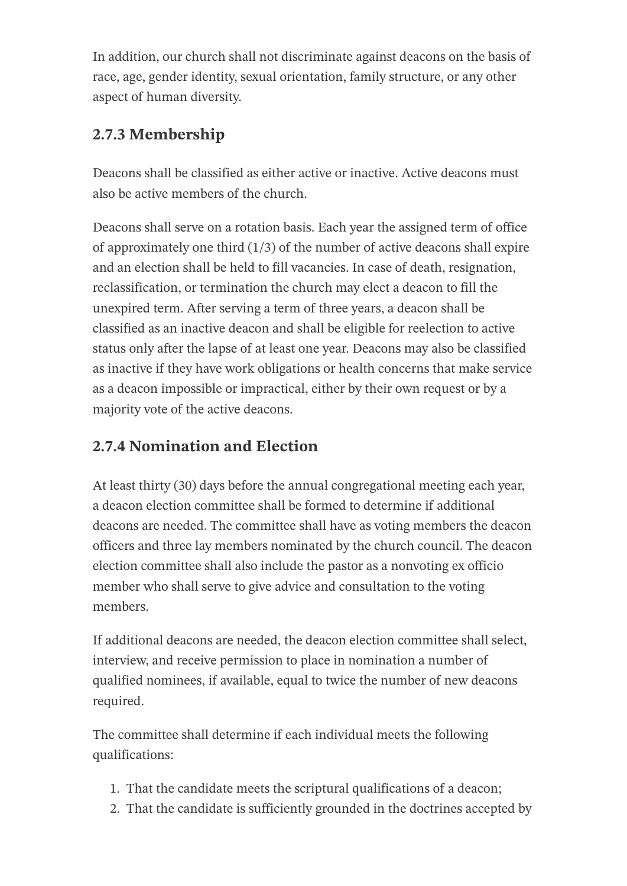In addition, our church shall not discriminate against deacons on the basis of race, age, gender identity, sexual orientation, family structure, or any other aspect of human diversity.

### 2.7.3 Membership

Deacons shall be classified as either active or inactive. Active deacons must also be active members of the church.

Deacons shall serve on a rotation basis. Each year the assigned term of office of approximately one third (1/3) of the number of active deacons shall expire and an election shall be held to fill vacancies. In case of death, resignation, reclassification, or termination the church may elect a deacon to fill the unexpired term. After serving a term of three years, a deacon shall be classified as an inactive deacon and shall be eligible for reelection to active status only after the lapse of at least one year. Deacons may also be classified as inactive if they have work obligations or health concerns that make service as a deacon impossible or impractical, either by their own request or by a majority vote of the active deacons.

### 2.7.4 Nomination and Election

At least thirty (30) days before the annual congregational meeting each year, a deacon election committee shall be formed to determine if additional deacons are needed. The committee shall have as voting members the deacon officers and three lay members nominated by the church council. The deacon election committee shall also include the pastor as a nonvoting ex officio member who shall serve to give advice and consultation to the voting members.

If additional deacons are needed, the deacon election committee shall select, interview, and receive permission to place in nomination a number of qualified nominees, if available, equal to twice the number of new deacons required.

The committee shall determine if each individual meets the following qualifications:

1. That the candidate meets the scriptural qualifications of a deacon;
2. That the candidate is sufficiently grounded in the doctrines accepted by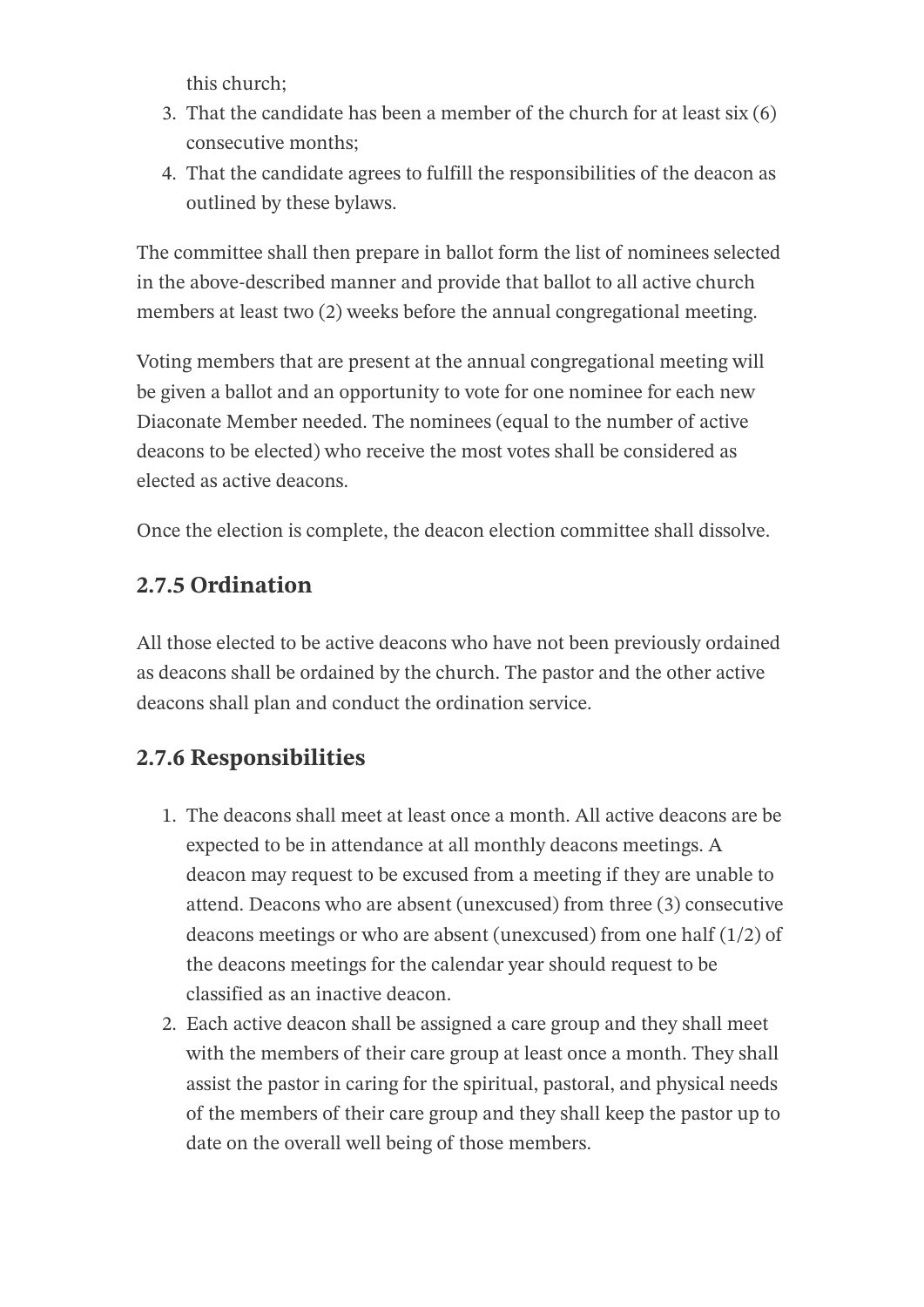this church;

3. That the candidate has been a member of the church for at least six (6) consecutive months;
4. That the candidate agrees to fulfill the responsibilities of the deacon as outlined by these bylaws.

The committee shall then prepare in ballot form the list of nominees selected in the above-described manner and provide that ballot to all active church members at least two (2) weeks before the annual congregational meeting.

Voting members that are present at the annual congregational meeting will be given a ballot and an opportunity to vote for one nominee for each new Diaconate Member needed. The nominees (equal to the number of active deacons to be elected) who receive the most votes shall be considered as elected as active deacons.

Once the election is complete, the deacon election committee shall dissolve.

### 2.7.5 Ordination

All those elected to be active deacons who have not been previously ordained as deacons shall be ordained by the church. The pastor and the other active deacons shall plan and conduct the ordination service.

### 2.7.6 Responsibilities

1. The deacons shall meet at least once a month. All active deacons are be expected to be in attendance at all monthly deacons meetings. A deacon may request to be excused from a meeting if they are unable to attend. Deacons who are absent (unexcused) from three (3) consecutive deacons meetings or who are absent (unexcused) from one half (1/2) of the deacons meetings for the calendar year should request to be classified as an inactive deacon.
2. Each active deacon shall be assigned a care group and they shall meet with the members of their care group at least once a month. They shall assist the pastor in caring for the spiritual, pastoral, and physical needs of the members of their care group and they shall keep the pastor up to date on the overall well being of those members.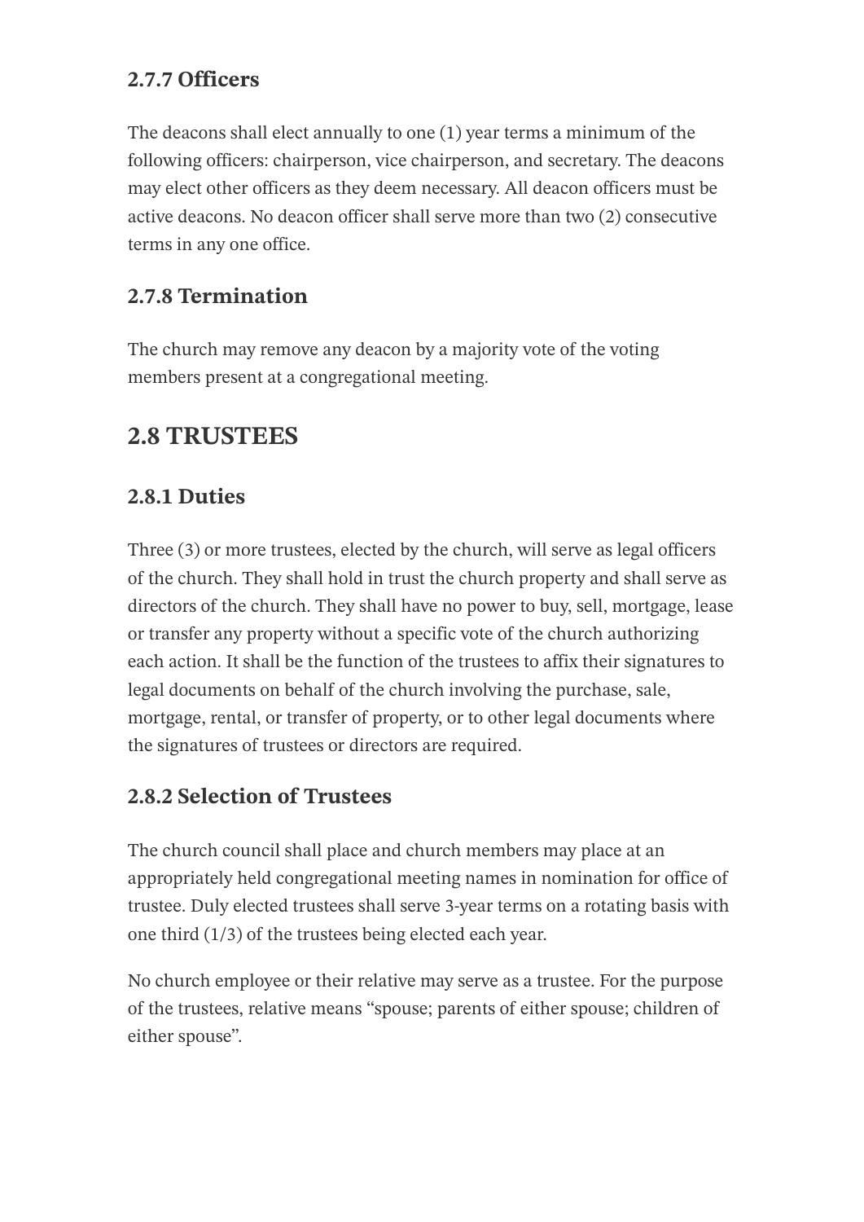### 2.7.7 Officers

The deacons shall elect annually to one (1) year terms a minimum of the following officers: chairperson, vice chairperson, and secretary. The deacons may elect other officers as they deem necessary. All deacon officers must be active deacons. No deacon officer shall serve more than two (2) consecutive terms in any one office.

### 2.7.8 Termination

The church may remove any deacon by a majority vote of the voting members present at a congregational meeting.

## 2.8 TRUSTEES

### 2.8.1 Duties

Three (3) or more trustees, elected by the church, will serve as legal officers of the church. They shall hold in trust the church property and shall serve as directors of the church. They shall have no power to buy, sell, mortgage, lease or transfer any property without a specific vote of the church authorizing each action. It shall be the function of the trustees to affix their signatures to legal documents on behalf of the church involving the purchase, sale, mortgage, rental, or transfer of property, or to other legal documents where the signatures of trustees or directors are required.

### 2.8.2 Selection of Trustees

The church council shall place and church members may place at an appropriately held congregational meeting names in nomination for office of trustee. Duly elected trustees shall serve 3-year terms on a rotating basis with one third (1/3) of the trustees being elected each year.

No church employee or their relative may serve as a trustee. For the purpose of the trustees, relative means “spouse; parents of either spouse; children of either spouse”.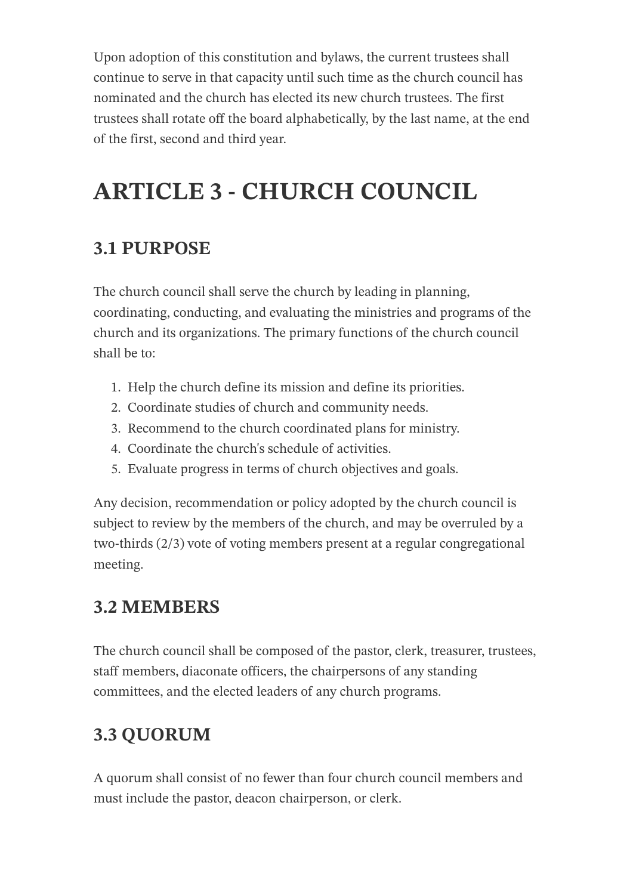Upon adoption of this constitution and bylaws, the current trustees shall continue to serve in that capacity until such time as the church council has nominated and the church has elected its new church trustees. The first trustees shall rotate off the board alphabetically, by the last name, at the end of the first, second and third year.

# ARTICLE 3 - CHURCH COUNCIL

## 3.1 PURPOSE

The church council shall serve the church by leading in planning, coordinating, conducting, and evaluating the ministries and programs of the church and its organizations. The primary functions of the church council shall be to:

1. Help the church define its mission and define its priorities.
2. Coordinate studies of church and community needs.
3. Recommend to the church coordinated plans for ministry.
4. Coordinate the church's schedule of activities.
5. Evaluate progress in terms of church objectives and goals.

Any decision, recommendation or policy adopted by the church council is subject to review by the members of the church, and may be overruled by a two-thirds (2/3) vote of voting members present at a regular congregational meeting.

## 3.2 MEMBERS

The church council shall be composed of the pastor, clerk, treasurer, trustees, staff members, diaconate officers, the chairpersons of any standing committees, and the elected leaders of any church programs.

## 3.3 QUORUM

A quorum shall consist of no fewer than four church council members and must include the pastor, deacon chairperson, or clerk.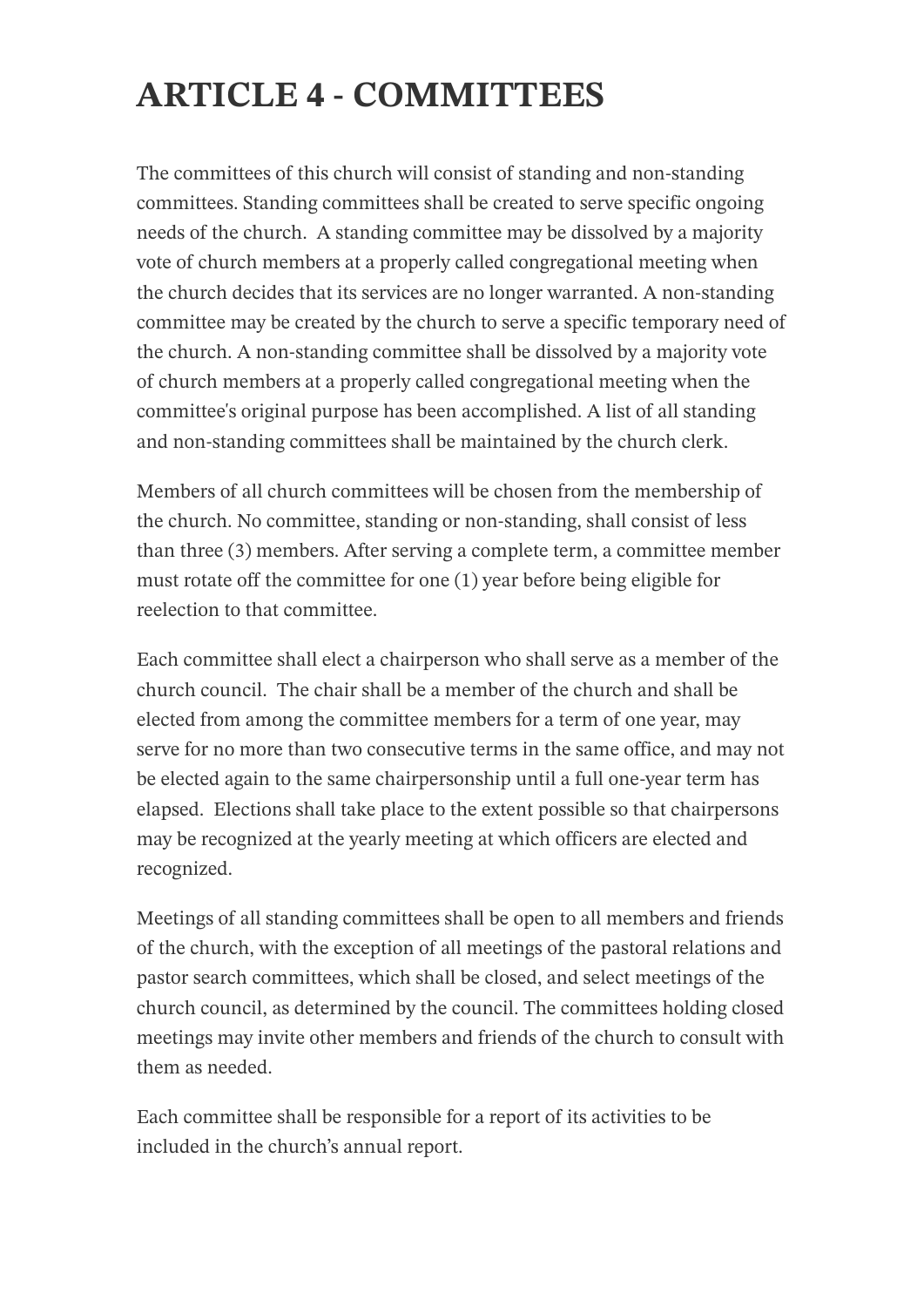# ARTICLE 4 - COMMITTEES

The committees of this church will consist of standing and non-standing committees. Standing committees shall be created to serve specific ongoing needs of the church. A standing committee may be dissolved by a majority vote of church members at a properly called congregational meeting when the church decides that its services are no longer warranted. A non-standing committee may be created by the church to serve a specific temporary need of the church. A non-standing committee shall be dissolved by a majority vote of church members at a properly called congregational meeting when the committee's original purpose has been accomplished. A list of all standing and non-standing committees shall be maintained by the church clerk.

Members of all church committees will be chosen from the membership of the church. No committee, standing or non-standing, shall consist of less than three (3) members. After serving a complete term, a committee member must rotate off the committee for one (1) year before being eligible for reelection to that committee.

Each committee shall elect a chairperson who shall serve as a member of the church council. The chair shall be a member of the church and shall be elected from among the committee members for a term of one year, may serve for no more than two consecutive terms in the same office, and may not be elected again to the same chairpersonship until a full one-year term has elapsed. Elections shall take place to the extent possible so that chairpersons may be recognized at the yearly meeting at which officers are elected and recognized.

Meetings of all standing committees shall be open to all members and friends of the church, with the exception of all meetings of the pastoral relations and pastor search committees, which shall be closed, and select meetings of the church council, as determined by the council. The committees holding closed meetings may invite other members and friends of the church to consult with them as needed.

Each committee shall be responsible for a report of its activities to be included in the church's annual report.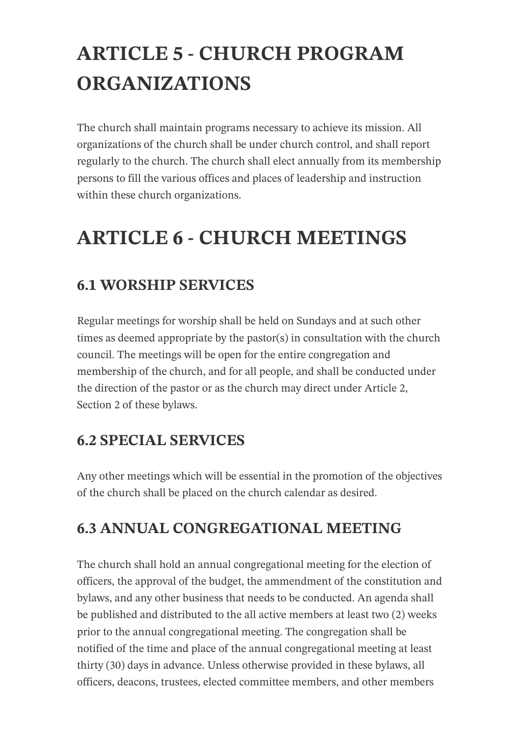# ARTICLE 5 - CHURCH PROGRAM ORGANIZATIONS

The church shall maintain programs necessary to achieve its mission. All organizations of the church shall be under church control, and shall report regularly to the church. The church shall elect annually from its membership persons to fill the various offices and places of leadership and instruction within these church organizations.

# ARTICLE 6 - CHURCH MEETINGS

## 6.1 WORSHIP SERVICES

Regular meetings for worship shall be held on Sundays and at such other times as deemed appropriate by the pastor(s) in consultation with the church council. The meetings will be open for the entire congregation and membership of the church, and for all people, and shall be conducted under the direction of the pastor or as the church may direct under Article 2, Section 2 of these bylaws.

## 6.2 SPECIAL SERVICES

Any other meetings which will be essential in the promotion of the objectives of the church shall be placed on the church calendar as desired.

## 6.3 ANNUAL CONGREGATIONAL MEETING

The church shall hold an annual congregational meeting for the election of officers, the approval of the budget, the ammendment of the constitution and bylaws, and any other business that needs to be conducted. An agenda shall be published and distributed to the all active members at least two (2) weeks prior to the annual congregational meeting. The congregation shall be notified of the time and place of the annual congregational meeting at least thirty (30) days in advance. Unless otherwise provided in these bylaws, all officers, deacons, trustees, elected committee members, and other members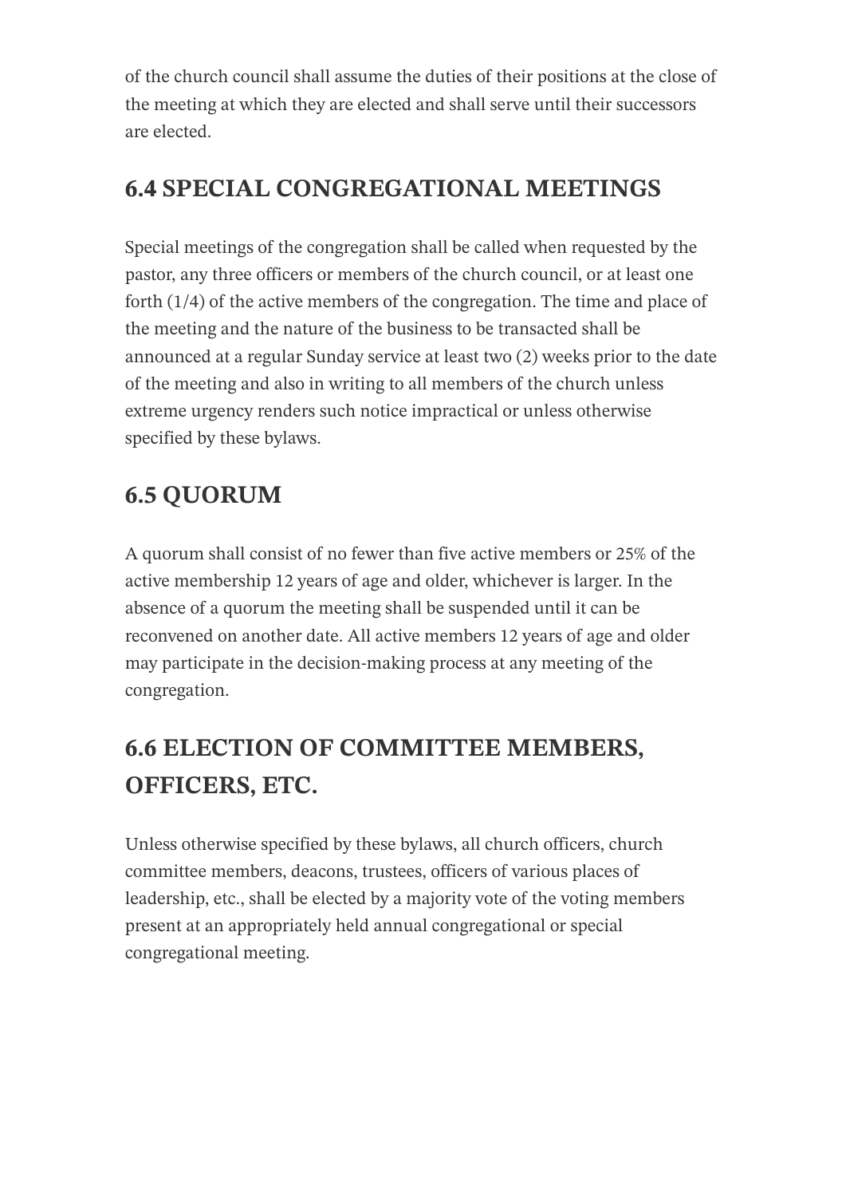of the church council shall assume the duties of their positions at the close of the meeting at which they are elected and shall serve until their successors are elected.

## 6.4 SPECIAL CONGREGATIONAL MEETINGS

Special meetings of the congregation shall be called when requested by the pastor, any three officers or members of the church council, or at least one forth (1/4) of the active members of the congregation. The time and place of the meeting and the nature of the business to be transacted shall be announced at a regular Sunday service at least two (2) weeks prior to the date of the meeting and also in writing to all members of the church unless extreme urgency renders such notice impractical or unless otherwise specified by these bylaws.

## 6.5 QUORUM

A quorum shall consist of no fewer than five active members or 25% of the active membership 12 years of age and older, whichever is larger. In the absence of a quorum the meeting shall be suspended until it can be reconvened on another date. All active members 12 years of age and older may participate in the decision-making process at any meeting of the congregation.

## 6.6 ELECTION OF COMMITTEE MEMBERS, OFFICERS, ETC.

Unless otherwise specified by these bylaws, all church officers, church committee members, deacons, trustees, officers of various places of leadership, etc., shall be elected by a majority vote of the voting members present at an appropriately held annual congregational or special congregational meeting.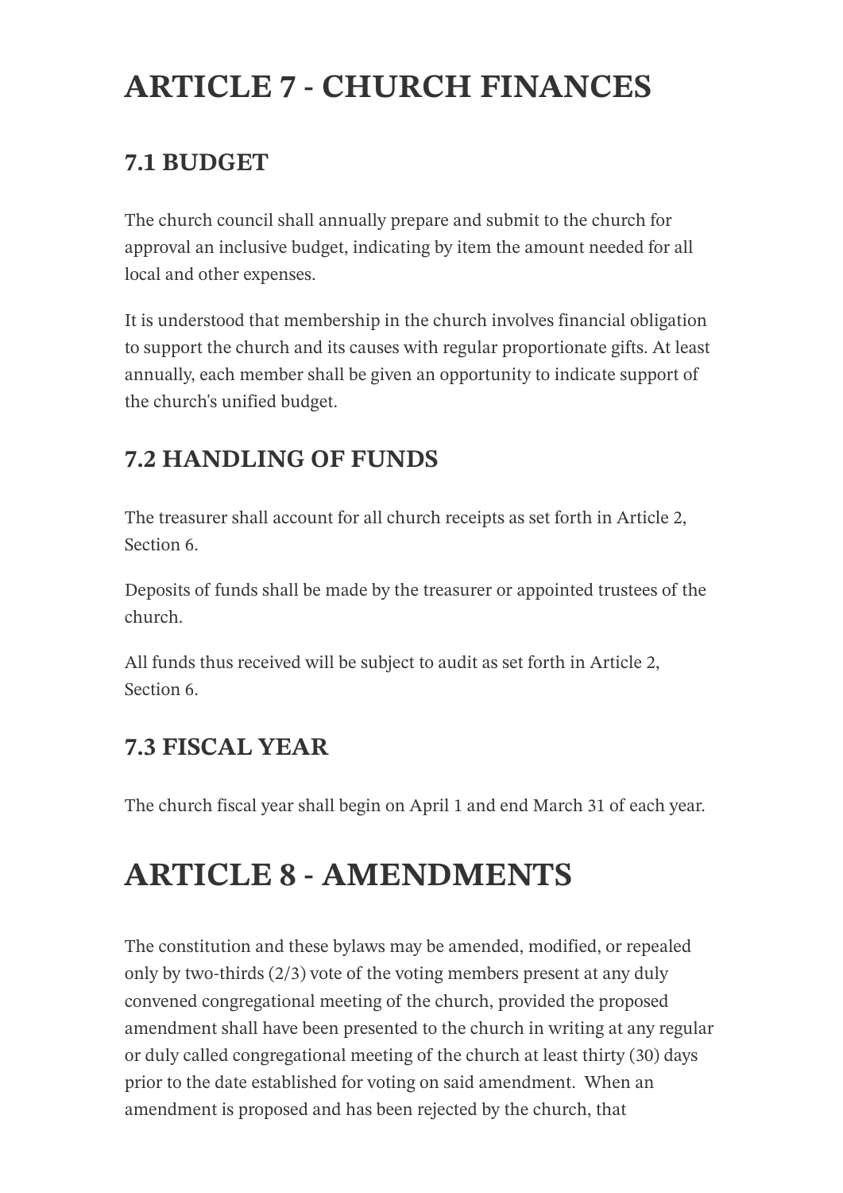# ARTICLE 7 - CHURCH FINANCES

## 7.1 BUDGET

The church council shall annually prepare and submit to the church for approval an inclusive budget, indicating by item the amount needed for all local and other expenses.

It is understood that membership in the church involves financial obligation to support the church and its causes with regular proportionate gifts. At least annually, each member shall be given an opportunity to indicate support of the church's unified budget.

## 7.2 HANDLING OF FUNDS

The treasurer shall account for all church receipts as set forth in Article 2, Section 6.

Deposits of funds shall be made by the treasurer or appointed trustees of the church.

All funds thus received will be subject to audit as set forth in Article 2, Section 6.

## 7.3 FISCAL YEAR

The church fiscal year shall begin on April 1 and end March 31 of each year.

# ARTICLE 8 - AMENDMENTS

The constitution and these bylaws may be amended, modified, or repealed only by two-thirds (2/3) vote of the voting members present at any duly convened congregational meeting of the church, provided the proposed amendment shall have been presented to the church in writing at any regular or duly called congregational meeting of the church at least thirty (30) days prior to the date established for voting on said amendment. When an amendment is proposed and has been rejected by the church, that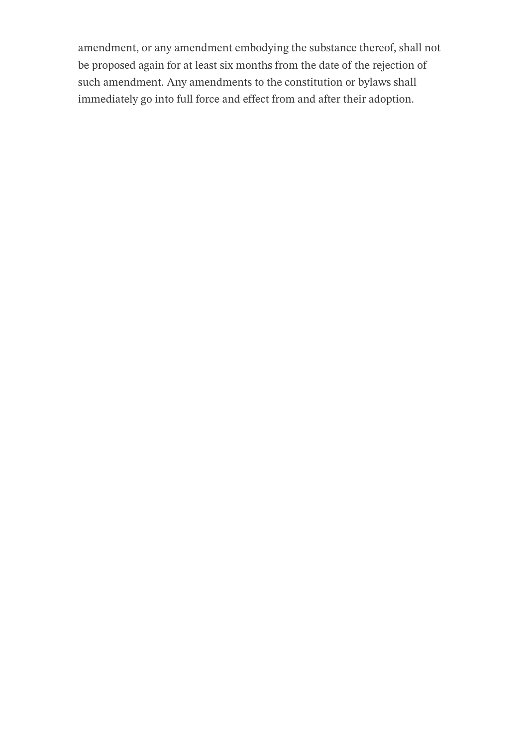amendment, or any amendment embodying the substance thereof, shall not be proposed again for at least six months from the date of the rejection of such amendment. Any amendments to the constitution or bylaws shall immediately go into full force and effect from and after their adoption.